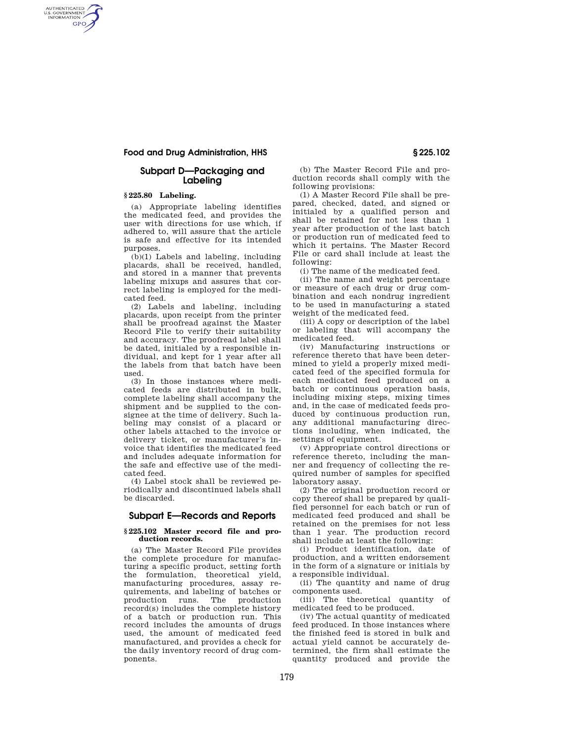## Subpart D—Packaging and Labeling

### § 225.80 Labeling.

(a) Appropriate labeling identifies the medicated feed, and provides the user with directions for use which, if adhered to, will assure that the article is safe and effective for its intended purposes.

(b)(1) Labels and labeling, including placards, shall be received, handled, and stored in a manner that prevents labeling mixups and assures that correct labeling is employed for the medicated feed.

(2) Labels and labeling, including placards, upon receipt from the printer shall be proofread against the Master Record File to verify their suitability and accuracy. The proofread label shall be dated, initialed by a responsible individual, and kept for 1 year after all the labels from that batch have been used.

(3) In those instances where medicated feeds are distributed in bulk, complete labeling shall accompany the shipment and be supplied to the consignee at the time of delivery. Such labeling may consist of a placard or other labels attached to the invoice or delivery ticket, or manufacturer's invoice that identifies the medicated feed and includes adequate information for the safe and effective use of the medicated feed.

(4) Label stock shall be reviewed periodically and discontinued labels shall be discarded.

## Subpart E—Records and Reports

### § 225.102 Master record file and production records.

(a) The Master Record File provides the complete procedure for manufacturing a specific product, setting forth the formulation, theoretical yield, manufacturing procedures, assay requirements, and labeling of batches or production runs. The production record(s) includes the complete history of a batch or production run. This record includes the amounts of drugs used, the amount of medicated feed manufactured, and provides a check for the daily inventory record of drug components.

(b) The Master Record File and production records shall comply with the following provisions:

(1) A Master Record File shall be prepared, checked, dated, and signed or initialed by a qualified person and shall be retained for not less than 1 year after production of the last batch or production run of medicated feed to which it pertains. The Master Record File or card shall include at least the following:

(i) The name of the medicated feed.

(ii) The name and weight percentage or measure of each drug or drug combination and each nondrug ingredient to be used in manufacturing a stated weight of the medicated feed.

(iii) A copy or description of the label or labeling that will accompany the medicated feed.

(iv) Manufacturing instructions or reference thereto that have been determined to yield a properly mixed medicated feed of the specified formula for each medicated feed produced on a batch or continuous operation basis, including mixing steps, mixing times and, in the case of medicated feeds produced by continuous production run, any additional manufacturing directions including, when indicated, the settings of equipment.

(v) Appropriate control directions or reference thereto, including the manner and frequency of collecting the required number of samples for specified laboratory assay.

(2) The original production record or copy thereof shall be prepared by qualified personnel for each batch or run of medicated feed produced and shall be retained on the premises for not less than 1 year. The production record shall include at least the following:

(i) Product identification, date of production, and a written endorsement in the form of a signature or initials by a responsible individual.

(ii) The quantity and name of drug components used.

(iii) The theoretical quantity of medicated feed to be produced.

(iv) The actual quantity of medicated feed produced. In those instances where the finished feed is stored in bulk and actual yield cannot be accurately determined, the firm shall estimate the quantity produced and provide the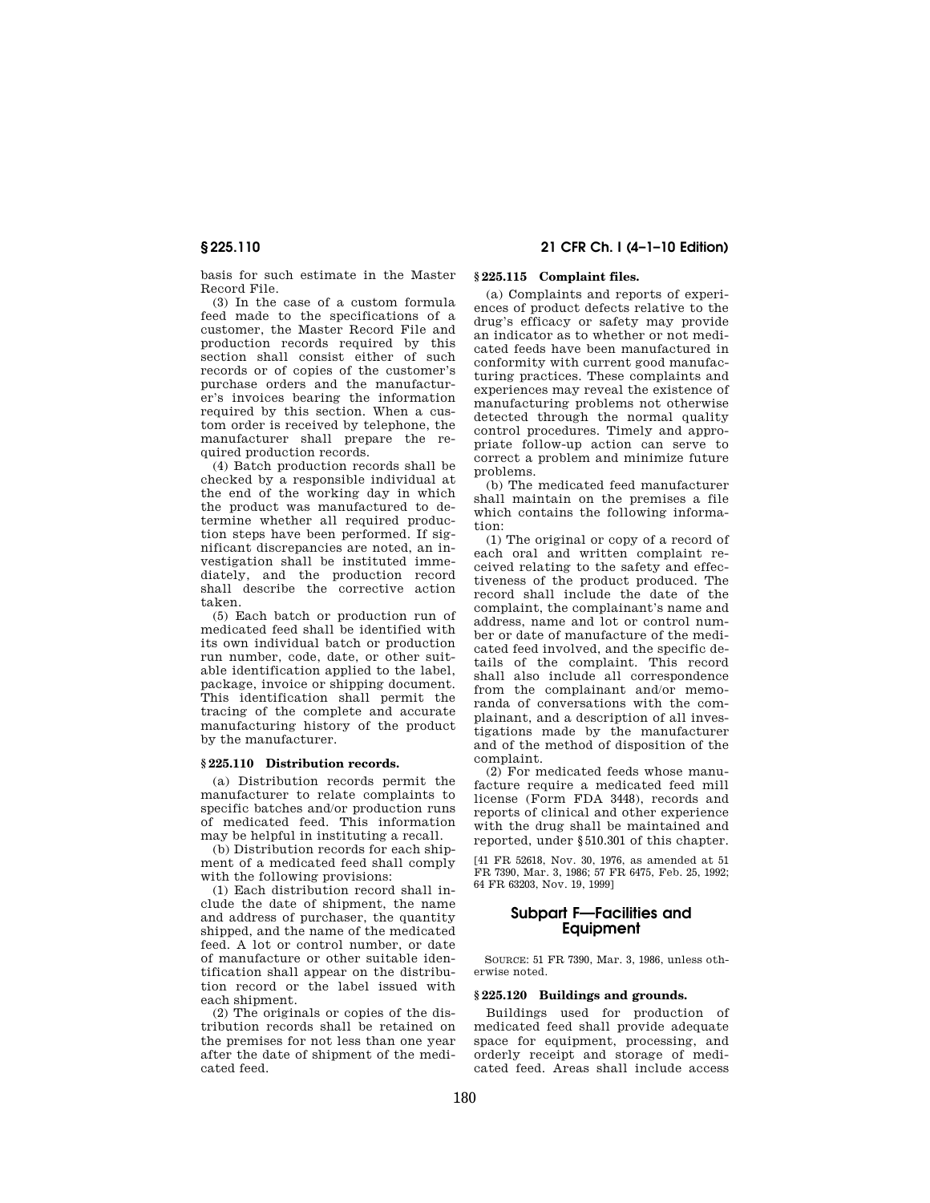basis for such estimate in the Master Record File.

(3) In the case of a custom formula feed made to the specifications of a customer, the Master Record File and production records required by this section shall consist either of such records or of copies of the customer's purchase orders and the manufacturer's invoices bearing the information required by this section. When a custom order is received by telephone, the manufacturer shall prepare the required production records.

(4) Batch production records shall be checked by a responsible individual at the end of the working day in which the product was manufactured to determine whether all required production steps have been performed. If significant discrepancies are noted, an investigation shall be instituted immediately, and the production record shall describe the corrective action taken.

(5) Each batch or production run of medicated feed shall be identified with its own individual batch or production run number, code, date, or other suitable identification applied to the label, package, invoice or shipping document. This identification shall permit the tracing of the complete and accurate manufacturing history of the product by the manufacturer.

### § 225.110 Distribution records.

(a) Distribution records permit the manufacturer to relate complaints to specific batches and/or production runs of medicated feed. This information may be helpful in instituting a recall.

(b) Distribution records for each shipment of a medicated feed shall comply with the following provisions:

(1) Each distribution record shall include the date of shipment, the name and address of purchaser, the quantity shipped, and the name of the medicated feed. A lot or control number, or date of manufacture or other suitable identification shall appear on the distribution record or the label issued with each shipment.

(2) The originals or copies of the distribution records shall be retained on the premises for not less than one year after the date of shipment of the medicated feed.

### § 225.115 Complaint files.

(a) Complaints and reports of experiences of product defects relative to the drug's efficacy or safety may provide an indicator as to whether or not medicated feeds have been manufactured in conformity with current good manufacturing practices. These complaints and experiences may reveal the existence of manufacturing problems not otherwise detected through the normal quality control procedures. Timely and appropriate follow-up action can serve to correct a problem and minimize future problems.

(b) The medicated feed manufacturer shall maintain on the premises a file which contains the following information:

(1) The original or copy of a record of each oral and written complaint received relating to the safety and effectiveness of the product produced. The record shall include the date of the complaint, the complainant's name and address, name and lot or control number or date of manufacture of the medicated feed involved, and the specific details of the complaint. This record shall also include all correspondence from the complainant and/or memoranda of conversations with the complainant, and a description of all investigations made by the manufacturer and of the method of disposition of the complaint.

(2) For medicated feeds whose manufacture require a medicated feed mill license (Form FDA 3448), records and reports of clinical and other experience with the drug shall be maintained and reported, under § 510.301 of this chapter.

[41 FR 52618, Nov. 30, 1976, as amended at 51 FR 7390, Mar. 3, 1986; 57 FR 6475, Feb. 25, 1992; 64 FR 63203, Nov. 19, 1999]

## Subpart F—Facilities and Equipment

SOURCE: 51 FR 7390, Mar. 3, 1986, unless otherwise noted.

### § 225.120 Buildings and grounds.

Buildings used for production of medicated feed shall provide adequate space for equipment, processing, and orderly receipt and storage of medicated feed. Areas shall include access